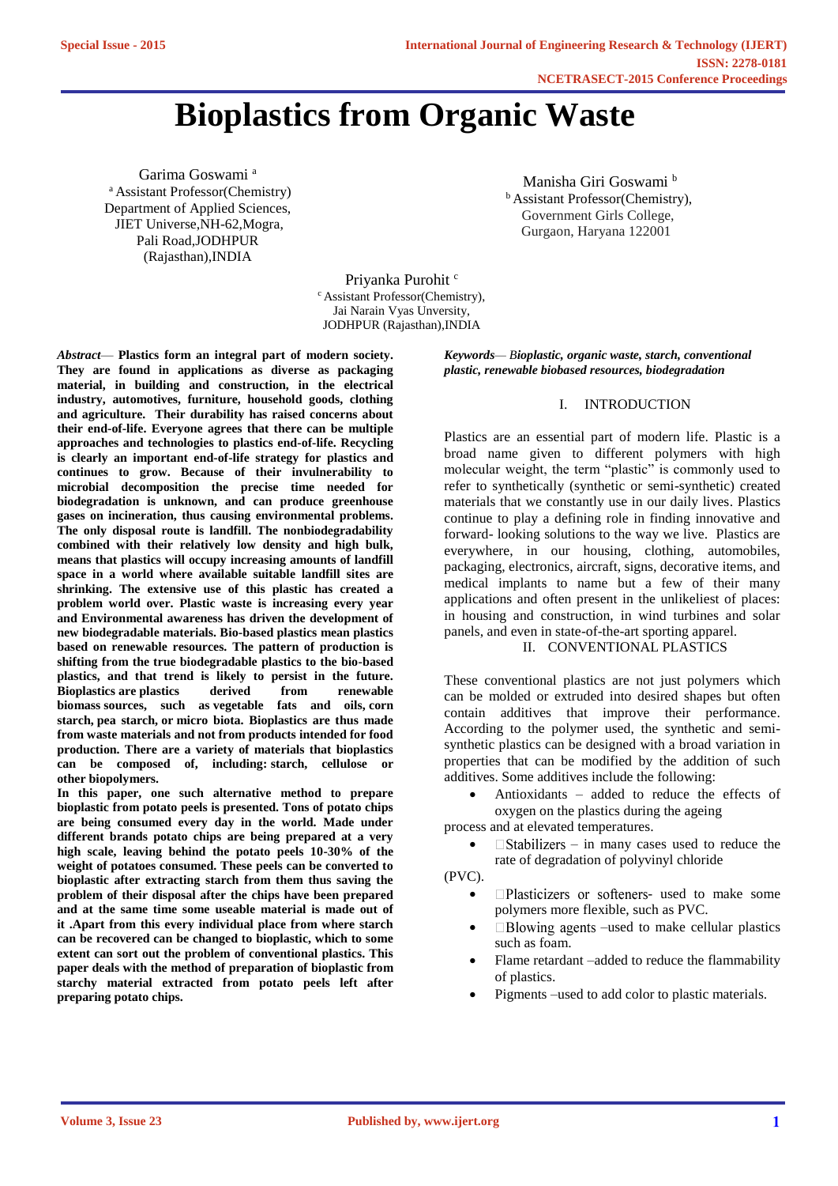# Bioplastics from Organic Waste

Garima Goswami [a]
[a] Assistant Professor(Chemistry)
Department of Applied Sciences,
JIET Universe,NH-62,Mogra,
Pali Road,JODHPUR
(Rajasthan),INDIA

Manisha Giri Goswami [b]
[b] Assistant Professor(Chemistry),
Government Girls College,
Gurgaon, Haryana 122001

Priyanka Purohit [c]
[c] Assistant Professor(Chemistry),
Jai Narain Vyas Unversity,
JODHPUR (Rajasthan),INDIA

***Abstract*— Plastics form an integral part of modern society. They are found in applications as diverse as packaging material, in building and construction, in the electrical industry, automotives, furniture, household goods, clothing and agriculture. Their durability has raised concerns about their end-of-life. Everyone agrees that there can be multiple approaches and technologies to plastics end-of-life. Recycling is clearly an important end-of-life strategy for plastics and continues to grow. Because of their invulnerability to microbial decomposition the precise time needed for biodegradation is unknown, and can produce greenhouse gases on incineration, thus causing environmental problems. The only disposal route is landfill. The nonbiodegradability combined with their relatively low density and high bulk, means that plastics will occupy increasing amounts of landfill space in a world where available suitable landfill sites are shrinking. The extensive use of this plastic has created a problem world over. Plastic waste is increasing every year and Environmental awareness has driven the development of new biodegradable materials. Bio-based plastics mean plastics based on renewable resources. The pattern of production is shifting from the true biodegradable plastics to the bio-based plastics, and that trend is likely to persist in the future. Bioplastics are plastics derived from renewable biomass sources, such as vegetable fats and oils, corn starch, pea starch, or micro biota. Bioplastics are thus made from waste materials and not from products intended for food production. There are a variety of materials that bioplastics can be composed of, including: starch, cellulose or other biopolymers.**

**In this paper, one such alternative method to prepare bioplastic from potato peels is presented. Tons of potato chips are being consumed every day in the world. Made under different brands potato chips are being prepared at a very high scale, leaving behind the potato peels 10-30% of the weight of potatoes consumed. These peels can be converted to bioplastic after extracting starch from them thus saving the problem of their disposal after the chips have been prepared and at the same time some useable material is made out of it .Apart from this every individual place from where starch can be recovered can be changed to bioplastic, which to some extent can sort out the problem of conventional plastics. This paper deals with the method of preparation of bioplastic from starchy material extracted from potato peels left after preparing potato chips.**

***Keywords*— *Bioplastic, organic waste, starch, conventional plastic, renewable biobased resources, biodegradation***

## I. INTRODUCTION

Plastics are an essential part of modern life. Plastic is a broad name given to different polymers with high molecular weight, the term "plastic" is commonly used to refer to synthetically (synthetic or semi-synthetic) created materials that we constantly use in our daily lives. Plastics continue to play a defining role in finding innovative and forward- looking solutions to the way we live. Plastics are everywhere, in our housing, clothing, automobiles, packaging, electronics, aircraft, signs, decorative items, and medical implants to name but a few of their many applications and often present in the unlikeliest of places: in housing and construction, in wind turbines and solar panels, and even in state-of-the-art sporting apparel.

## II. CONVENTIONAL PLASTICS

These conventional plastics are not just polymers which can be molded or extruded into desired shapes but often contain additives that improve their performance. According to the polymer used, the synthetic and semi-synthetic plastics can be designed with a broad variation in properties that can be modified by the addition of such additives. Some additives include the following:

- Antioxidants – added to reduce the effects of oxygen on the plastics during the ageing process and at elevated temperatures.
- Stabilizers – in many cases used to reduce the rate of degradation of polyvinyl chloride (PVC).
- Plasticizers or softeners- used to make some polymers more flexible, such as PVC.
- Blowing agents –used to make cellular plastics such as foam.
- Flame retardant –added to reduce the flammability of plastics.
- Pigments –used to add color to plastic materials.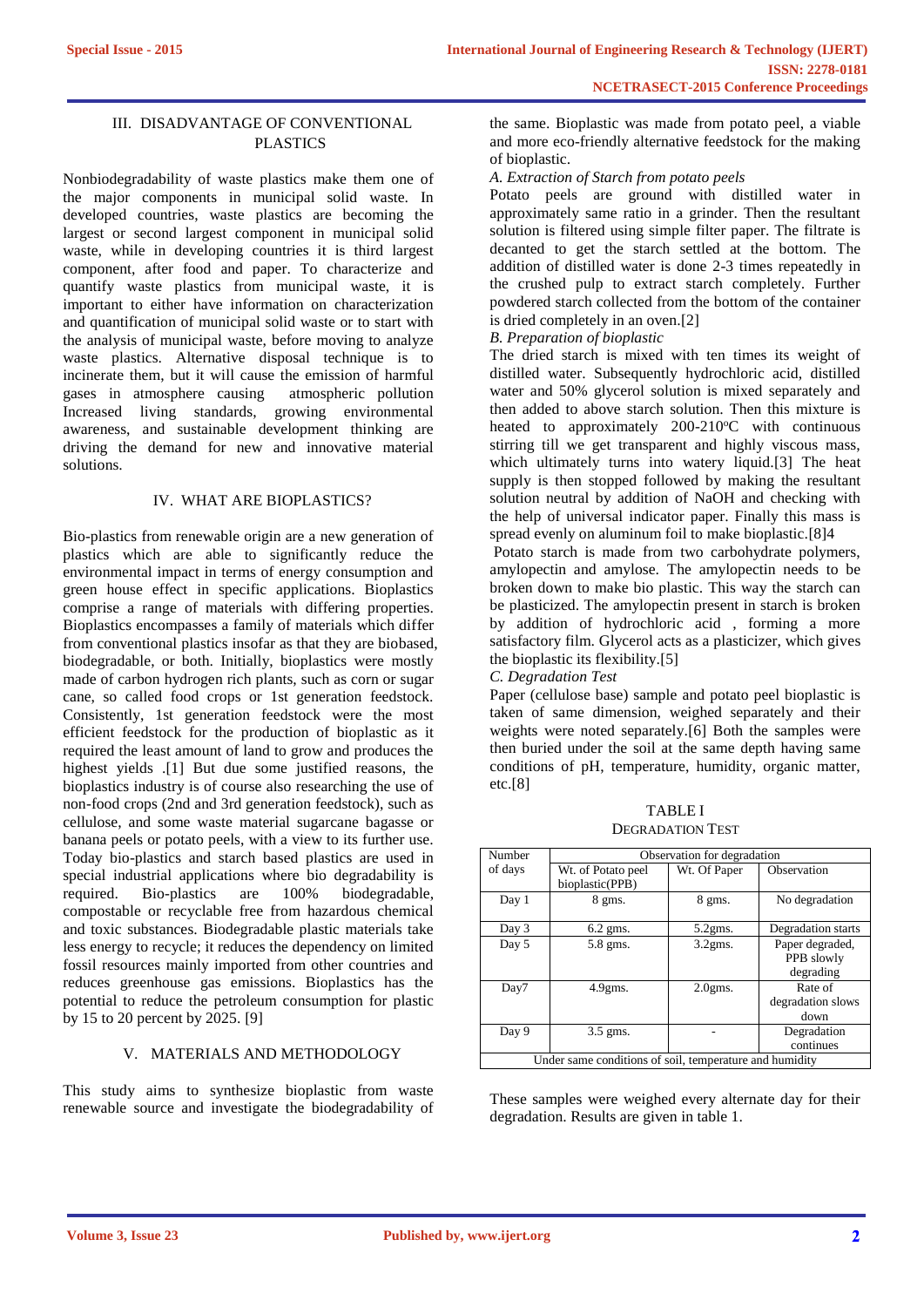## III. DISADVANTAGE OF CONVENTIONAL PLASTICS

Nonbiodegradability of waste plastics make them one of the major components in municipal solid waste. In developed countries, waste plastics are becoming the largest or second largest component in municipal solid waste, while in developing countries it is third largest component, after food and paper. To characterize and quantify waste plastics from municipal waste, it is important to either have information on characterization and quantification of municipal solid waste or to start with the analysis of municipal waste, before moving to analyze waste plastics. Alternative disposal technique is to incinerate them, but it will cause the emission of harmful gases in atmosphere causing atmospheric pollution Increased living standards, growing environmental awareness, and sustainable development thinking are driving the demand for new and innovative material solutions.

## IV. WHAT ARE BIOPLASTICS?

Bio-plastics from renewable origin are a new generation of plastics which are able to significantly reduce the environmental impact in terms of energy consumption and green house effect in specific applications. Bioplastics comprise a range of materials with differing properties. Bioplastics encompasses a family of materials which differ from conventional plastics insofar as that they are biobased, biodegradable, or both. Initially, bioplastics were mostly made of carbon hydrogen rich plants, such as corn or sugar cane, so called food crops or 1st generation feedstock. Consistently, 1st generation feedstock were the most efficient feedstock for the production of bioplastic as it required the least amount of land to grow and produces the highest yields .[1] But due some justified reasons, the bioplastics industry is of course also researching the use of non-food crops (2nd and 3rd generation feedstock), such as cellulose, and some waste material sugarcane bagasse or banana peels or potato peels, with a view to its further use. Today bio-plastics and starch based plastics are used in special industrial applications where bio degradability is required. Bio-plastics are 100% biodegradable, compostable or recyclable free from hazardous chemical and toxic substances. Biodegradable plastic materials take less energy to recycle; it reduces the dependency on limited fossil resources mainly imported from other countries and reduces greenhouse gas emissions. Bioplastics has the potential to reduce the petroleum consumption for plastic by 15 to 20 percent by 2025. [9]

## V. MATERIALS AND METHODOLOGY

This study aims to synthesize bioplastic from waste renewable source and investigate the biodegradability of the same. Bioplastic was made from potato peel, a viable and more eco-friendly alternative feedstock for the making of bioplastic.

### *A. Extraction of Starch from potato peels*

Potato peels are ground with distilled water in approximately same ratio in a grinder. Then the resultant solution is filtered using simple filter paper. The filtrate is decanted to get the starch settled at the bottom. The addition of distilled water is done 2-3 times repeatedly in the crushed pulp to extract starch completely. Further powdered starch collected from the bottom of the container is dried completely in an oven.[2]

### *B. Preparation of bioplastic*

The dried starch is mixed with ten times its weight of distilled water. Subsequently hydrochloric acid, distilled water and 50% glycerol solution is mixed separately and then added to above starch solution. Then this mixture is heated to approximately 200-210$^{o}$C with continuous stirring till we get transparent and highly viscous mass, which ultimately turns into watery liquid.[3] The heat supply is then stopped followed by making the resultant solution neutral by addition of NaOH and checking with the help of universal indicator paper. Finally this mass is spread evenly on aluminum foil to make bioplastic.[8]4

Potato starch is made from two carbohydrate polymers, amylopectin and amylose. The amylopectin needs to be broken down to make bio plastic. This way the starch can be plasticized. The amylopectin present in starch is broken by addition of hydrochloric acid , forming a more satisfactory film. Glycerol acts as a plasticizer, which gives the bioplastic its flexibility.[5]

### *C. Degradation Test*

Paper (cellulose base) sample and potato peel bioplastic is taken of same dimension, weighed separately and their weights were noted separately.[6] Both the samples were then buried under the soil at the same depth having same conditions of pH, temperature, humidity, organic matter, etc.[8]

TABLE I
DEGRADATION TEST

| Number of days | Observation for degradation | | |
|---|---|---|---|
| | Wt. of Potato peel bioplastic(PPB) | Wt. Of Paper | Observation |
| Day 1 | 8 gms. | 8 gms. | No degradation |
| Day 3 | 6.2 gms. | 5.2gms. | Degradation starts |
| Day 5 | 5.8 gms. | 3.2gms. | Paper degraded, PPB slowly degrading |
| Day7 | 4.9gms. | 2.0gms. | Rate of degradation slows down |
| Day 9 | 3.5 gms. | - | Degradation continues |
| Under same conditions of soil, temperature and humidity | | | |

These samples were weighed every alternate day for their degradation. Results are given in table 1.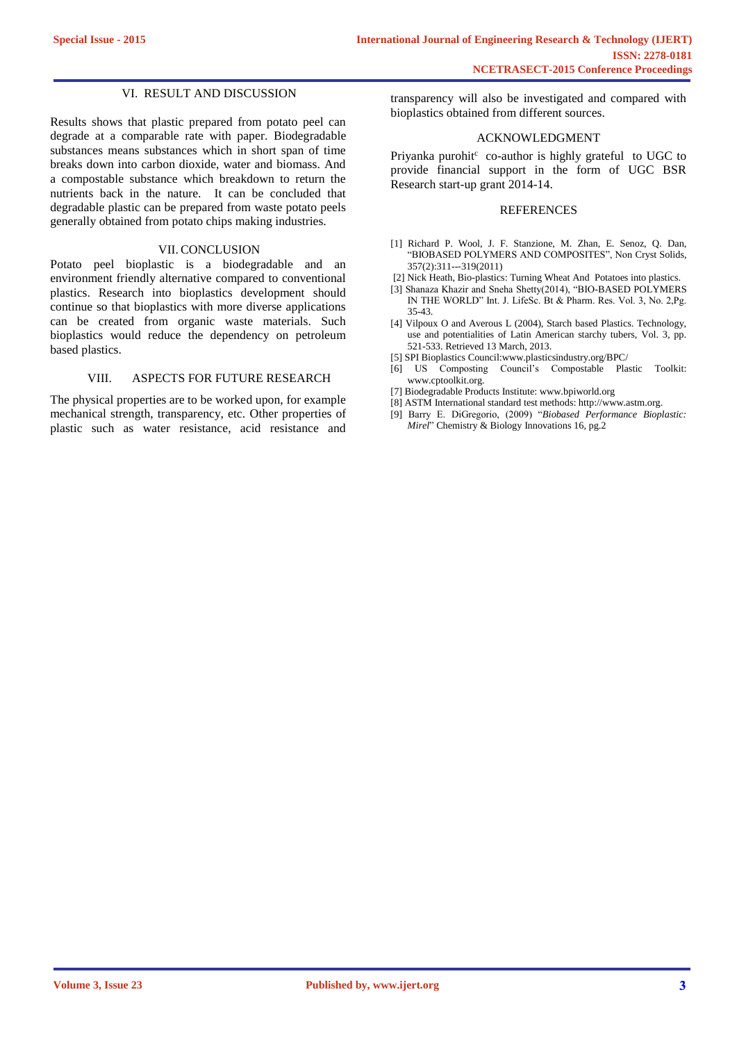## VI. RESULT AND DISCUSSION

Results shows that plastic prepared from potato peel can degrade at a comparable rate with paper. Biodegradable substances means substances which in short span of time breaks down into carbon dioxide, water and biomass. And a compostable substance which breakdown to return the nutrients back in the nature. It can be concluded that degradable plastic can be prepared from waste potato peels generally obtained from potato chips making industries.

## VII. CONCLUSION

Potato peel bioplastic is a biodegradable and an environment friendly alternative compared to conventional plastics. Research into bioplastics development should continue so that bioplastics with more diverse applications can be created from organic waste materials. Such bioplastics would reduce the dependency on petroleum based plastics.

## VIII. ASPECTS FOR FUTURE RESEARCH

The physical properties are to be worked upon, for example mechanical strength, transparency, etc. Other properties of plastic such as water resistance, acid resistance and transparency will also be investigated and compared with bioplastics obtained from different sources.

## ACKNOWLEDGMENT

Priyanka purohit[c] co-author is highly grateful to UGC to provide financial support in the form of UGC BSR Research start-up grant 2014-14.

## REFERENCES

[1] Richard P. Wool, J. F. Stanzione, M. Zhan, E. Senoz, Q. Dan, "BIOBASED POLYMERS AND COMPOSITES", Non Cryst Solids, 357(2):311---319(2011)

[2] Nick Heath, Bio-plastics: Turning Wheat And Potatoes into plastics.

[3] Shanaza Khazir and Sneha Shetty(2014), "BIO-BASED POLYMERS IN THE WORLD" Int. J. LifeSc. Bt & Pharm. Res. Vol. 3, No. 2,Pg. 35-43.

[4] Vilpoux O and Averous L (2004), Starch based Plastics. Technology, use and potentialities of Latin American starchy tubers, Vol. 3, pp. 521-533. Retrieved 13 March, 2013.

[5] SPI Bioplastics Council:www.plasticsindustry.org/BPC/

[6] US Composting Council's Compostable Plastic Toolkit: www.cptoolkit.org.

[7] Biodegradable Products Institute: www.bpiworld.org

[8] ASTM International standard test methods: http://www.astm.org.

[9] Barry E. DiGregorio, (2009) "*Biobased Performance Bioplastic: Mirel*" Chemistry & Biology Innovations 16, pg.2